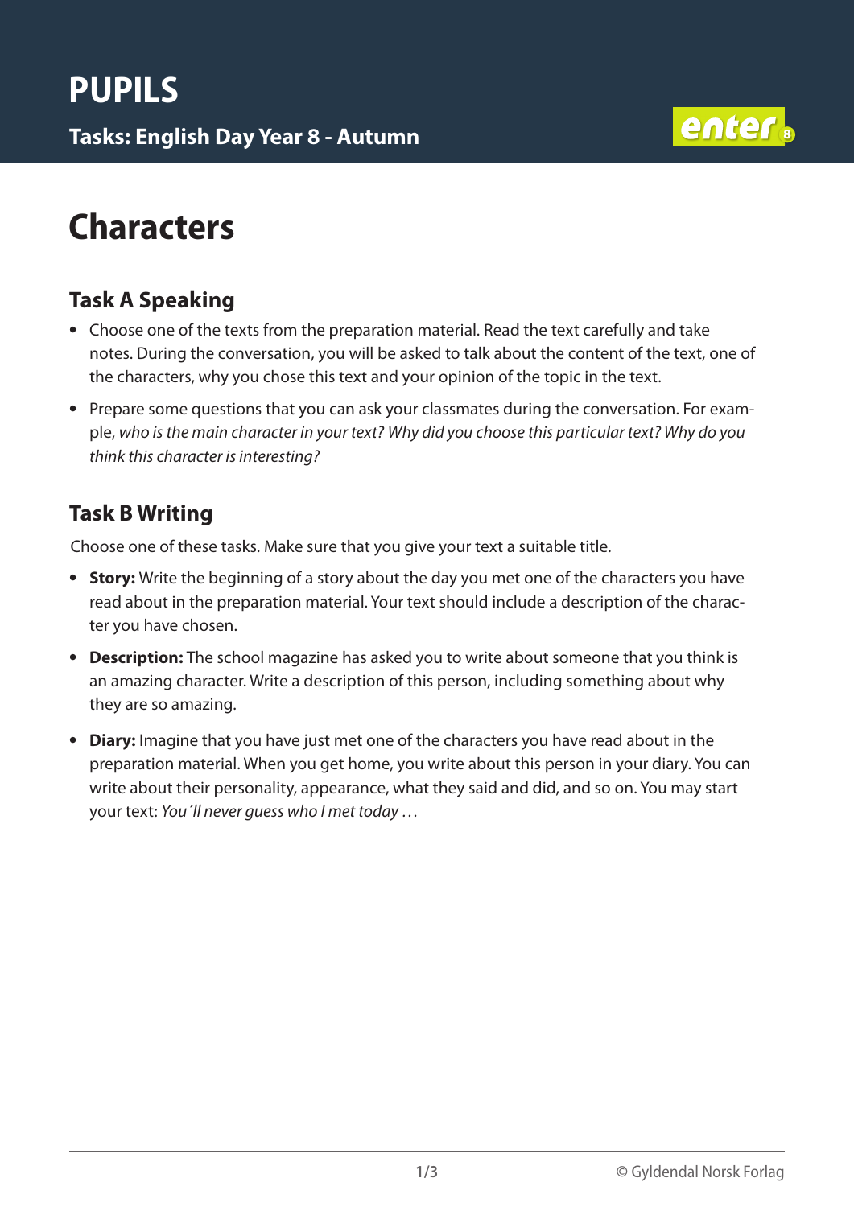# PUPILS

**Tasks: English Day Year 8 - Autumn**

## Characters

### Task A Speaking

- Choose one of the texts from the preparation material. Read the text carefully and take notes. During the conversation, you will be asked to talk about the content of the text, one of the characters, why you chose this text and your opinion of the topic in the text.
- Prepare some questions that you can ask your classmates during the conversation. For example, *who is the main character in your text? Why did you choose this particular text? Why do you think this character is interesting?*

### Task B Writing

Choose one of these tasks. Make sure that you give your text a suitable title.

- **Story:** Write the beginning of a story about the day you met one of the characters you have read about in the preparation material. Your text should include a description of the character you have chosen.
- **Description:** The school magazine has asked you to write about someone that you think is an amazing character. Write a description of this person, including something about why they are so amazing.
- **Diary:** Imagine that you have just met one of the characters you have read about in the preparation material. When you get home, you write about this person in your diary. You can write about their personality, appearance, what they said and did, and so on. You may start your text: *You´ll never guess who I met today* …

© Gyldendal Norsk Forlag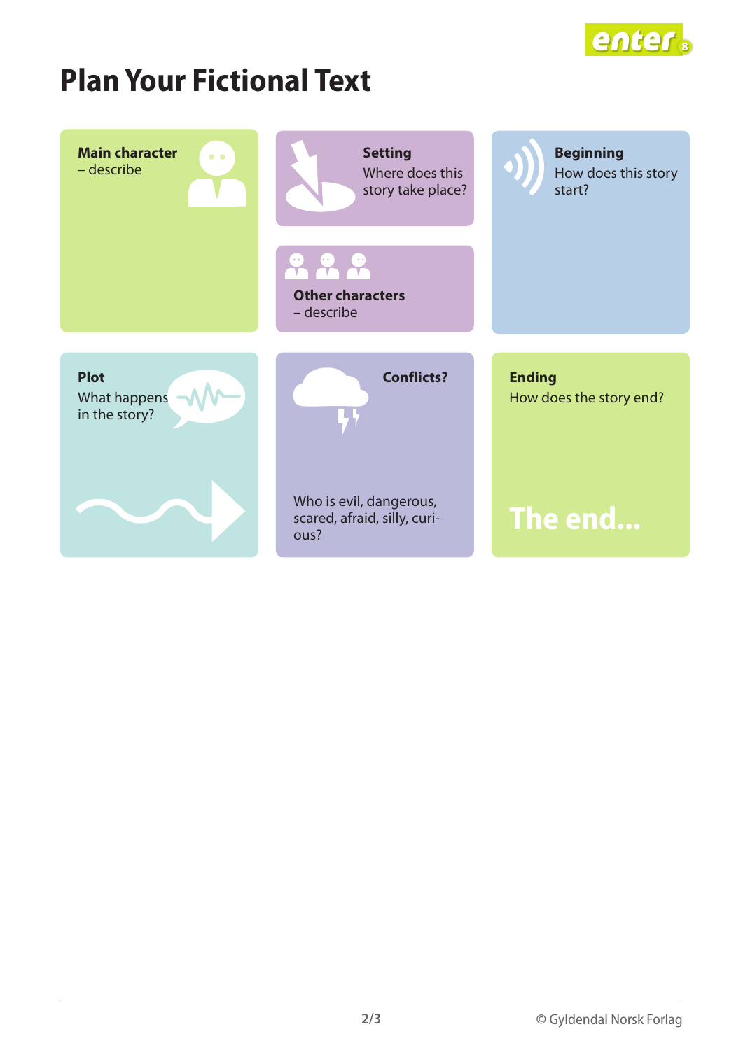# Plan Your Fictional Text

**Main character**
– describe

**Setting**
Where does this story take place?

**Other characters**
– describe

**Beginning**
How does this story start?

**Plot**
What happens in the story?

**Conflicts?**

Who is evil, dangerous, scared, afraid, silly, curious?

**Ending**
How does the story end?

The end...

© Gyldendal Norsk Forlag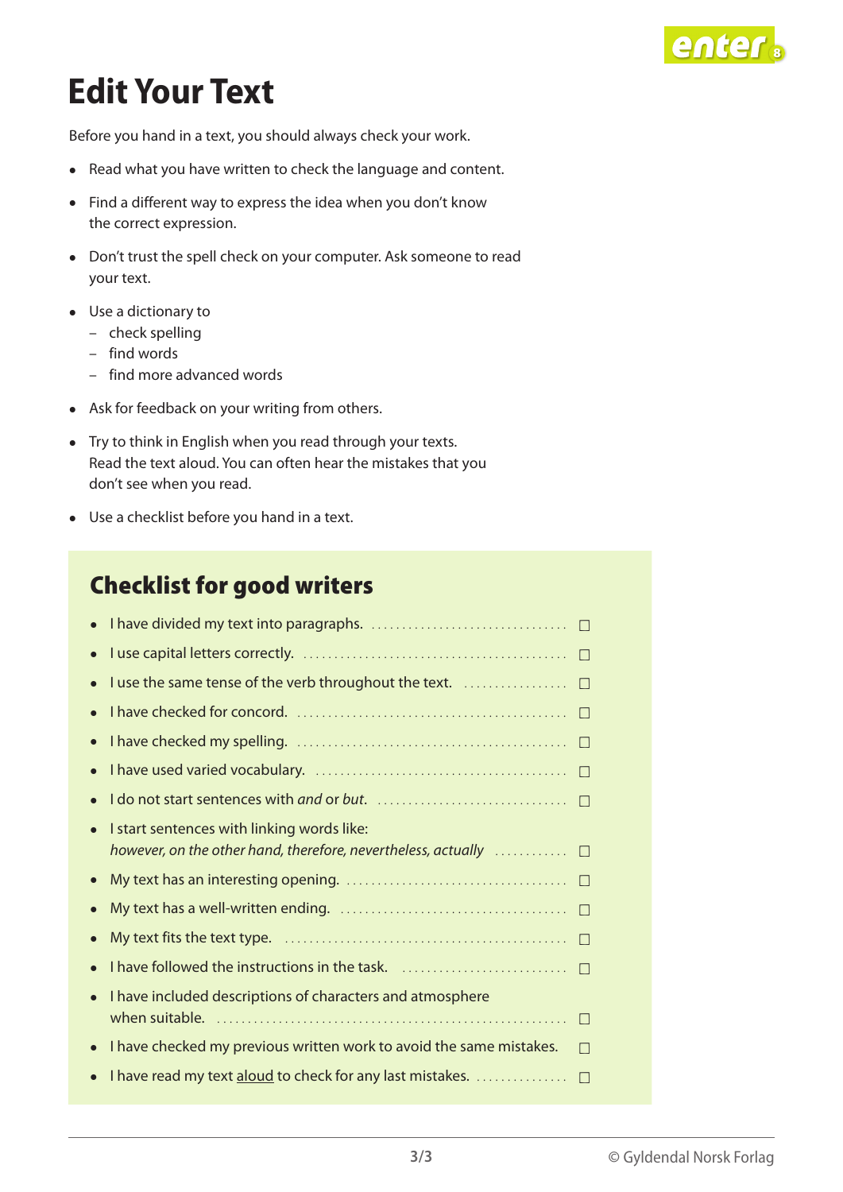# Edit Your Text

Before you hand in a text, you should always check your work.

- Read what you have written to check the language and content.
- Find a different way to express the idea when you don't know the correct expression.
- Don't trust the spell check on your computer. Ask someone to read your text.
- Use a dictionary to
  - check spelling
  - find words
  - find more advanced words
- Ask for feedback on your writing from others.
- Try to think in English when you read through your texts. Read the text aloud. You can often hear the mistakes that you don't see when you read.
- Use a checklist before you hand in a text.

## Checklist for good writers

- I have divided my text into paragraphs. ☐
- I use capital letters correctly. ☐
- I use the same tense of the verb throughout the text. ☐
- I have checked for concord. ☐
- I have checked my spelling. ☐
- I have used varied vocabulary. ☐
- I do not start sentences with *and* or *but*. ☐
- I start sentences with linking words like: *however, on the other hand, therefore, nevertheless, actually* ☐
- My text has an interesting opening. ☐
- My text has a well-written ending. ☐
- My text fits the text type. ☐
- I have followed the instructions in the task. ☐
- I have included descriptions of characters and atmosphere when suitable. ☐
- I have checked my previous written work to avoid the same mistakes. ☐
- I have read my text aloud to check for any last mistakes. ☐

© Gyldendal Norsk Forlag